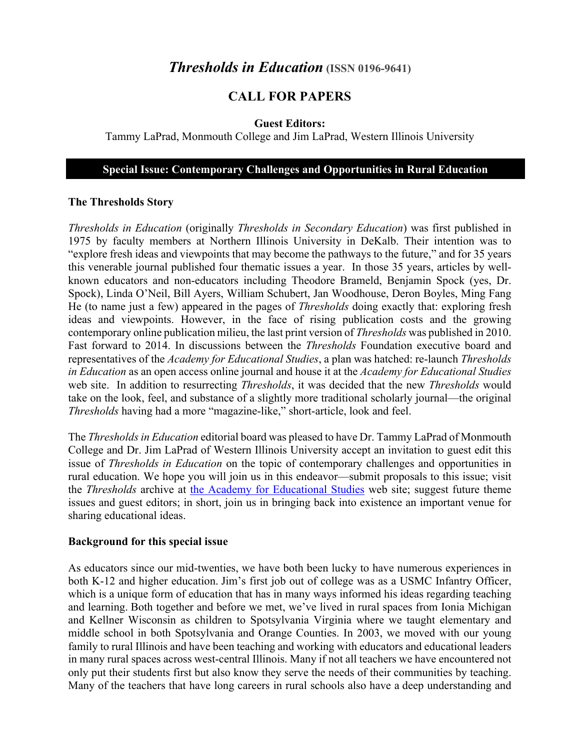# *Thresholds in Education* (ISSN 0196-9641)

## CALL FOR PAPERS

**Guest Editors:**
Tammy LaPrad, Monmouth College and Jim LaPrad, Western Illinois University

**Special Issue: Contemporary Challenges and Opportunities in Rural Education**

### The Thresholds Story

*Thresholds in Education* (originally *Thresholds in Secondary Education*) was first published in 1975 by faculty members at Northern Illinois University in DeKalb. Their intention was to "explore fresh ideas and viewpoints that may become the pathways to the future," and for 35 years this venerable journal published four thematic issues a year. In those 35 years, articles by well-known educators and non-educators including Theodore Brameld, Benjamin Spock (yes, Dr. Spock), Linda O'Neil, Bill Ayers, William Schubert, Jan Woodhouse, Deron Boyles, Ming Fang He (to name just a few) appeared in the pages of *Thresholds* doing exactly that: exploring fresh ideas and viewpoints. However, in the face of rising publication costs and the growing contemporary online publication milieu, the last print version of *Thresholds* was published in 2010. Fast forward to 2014. In discussions between the *Thresholds* Foundation executive board and representatives of the *Academy for Educational Studies*, a plan was hatched: re-launch *Thresholds in Education* as an open access online journal and house it at the *Academy for Educational Studies* web site. In addition to resurrecting *Thresholds*, it was decided that the new *Thresholds* would take on the look, feel, and substance of a slightly more traditional scholarly journal—the original *Thresholds* having had a more "magazine-like," short-article, look and feel.

The *Thresholds in Education* editorial board was pleased to have Dr. Tammy LaPrad of Monmouth College and Dr. Jim LaPrad of Western Illinois University accept an invitation to guest edit this issue of *Thresholds in Education* on the topic of contemporary challenges and opportunities in rural education. We hope you will join us in this endeavor—submit proposals to this issue; visit the *Thresholds* archive at [the Academy for Educational Studies]() web site; suggest future theme issues and guest editors; in short, join us in bringing back into existence an important venue for sharing educational ideas.

### Background for this special issue

As educators since our mid-twenties, we have both been lucky to have numerous experiences in both K-12 and higher education. Jim's first job out of college was as a USMC Infantry Officer, which is a unique form of education that has in many ways informed his ideas regarding teaching and learning. Both together and before we met, we've lived in rural spaces from Ionia Michigan and Kellner Wisconsin as children to Spotsylvania Virginia where we taught elementary and middle school in both Spotsylvania and Orange Counties. In 2003, we moved with our young family to rural Illinois and have been teaching and working with educators and educational leaders in many rural spaces across west-central Illinois. Many if not all teachers we have encountered not only put their students first but also know they serve the needs of their communities by teaching. Many of the teachers that have long careers in rural schools also have a deep understanding and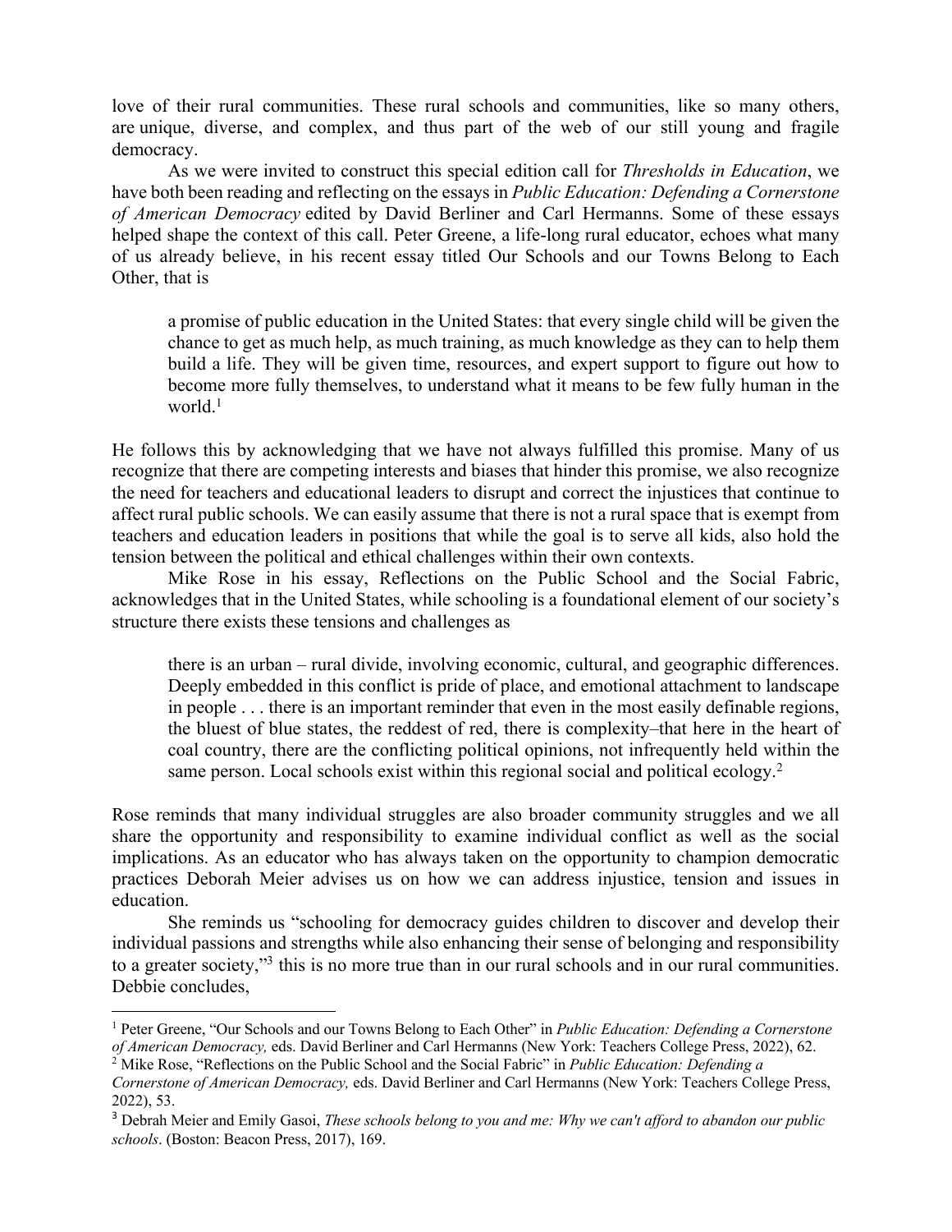love of their rural communities. These rural schools and communities, like so many others, are unique, diverse, and complex, and thus part of the web of our still young and fragile democracy.

As we were invited to construct this special edition call for *Thresholds in Education*, we have both been reading and reflecting on the essays in *Public Education: Defending a Cornerstone of American Democracy* edited by David Berliner and Carl Hermanns. Some of these essays helped shape the context of this call. Peter Greene, a life-long rural educator, echoes what many of us already believe, in his recent essay titled Our Schools and our Towns Belong to Each Other, that is

> a promise of public education in the United States: that every single child will be given the chance to get as much help, as much training, as much knowledge as they can to help them build a life. They will be given time, resources, and expert support to figure out how to become more fully themselves, to understand what it means to be few fully human in the world.[1]

He follows this by acknowledging that we have not always fulfilled this promise. Many of us recognize that there are competing interests and biases that hinder this promise, we also recognize the need for teachers and educational leaders to disrupt and correct the injustices that continue to affect rural public schools. We can easily assume that there is not a rural space that is exempt from teachers and education leaders in positions that while the goal is to serve all kids, also hold the tension between the political and ethical challenges within their own contexts.

Mike Rose in his essay, Reflections on the Public School and the Social Fabric, acknowledges that in the United States, while schooling is a foundational element of our society's structure there exists these tensions and challenges as

> there is an urban – rural divide, involving economic, cultural, and geographic differences. Deeply embedded in this conflict is pride of place, and emotional attachment to landscape in people . . . there is an important reminder that even in the most easily definable regions, the bluest of blue states, the reddest of red, there is complexity–that here in the heart of coal country, there are the conflicting political opinions, not infrequently held within the same person. Local schools exist within this regional social and political ecology.[2]

Rose reminds that many individual struggles are also broader community struggles and we all share the opportunity and responsibility to examine individual conflict as well as the social implications. As an educator who has always taken on the opportunity to champion democratic practices Deborah Meier advises us on how we can address injustice, tension and issues in education.

She reminds us "schooling for democracy guides children to discover and develop their individual passions and strengths while also enhancing their sense of belonging and responsibility to a greater society,"[3] this is no more true than in our rural schools and in our rural communities. Debbie concludes,

---

[1] Peter Greene, "Our Schools and our Towns Belong to Each Other" in *Public Education: Defending a Cornerstone of American Democracy,* eds. David Berliner and Carl Hermanns (New York: Teachers College Press, 2022), 62.

[2] Mike Rose, "Reflections on the Public School and the Social Fabric" in *Public Education: Defending a Cornerstone of American Democracy,* eds. David Berliner and Carl Hermanns (New York: Teachers College Press, 2022), 53.

[3] Debrah Meier and Emily Gasoi, *These schools belong to you and me: Why we can't afford to abandon our public schools*. (Boston: Beacon Press, 2017), 169.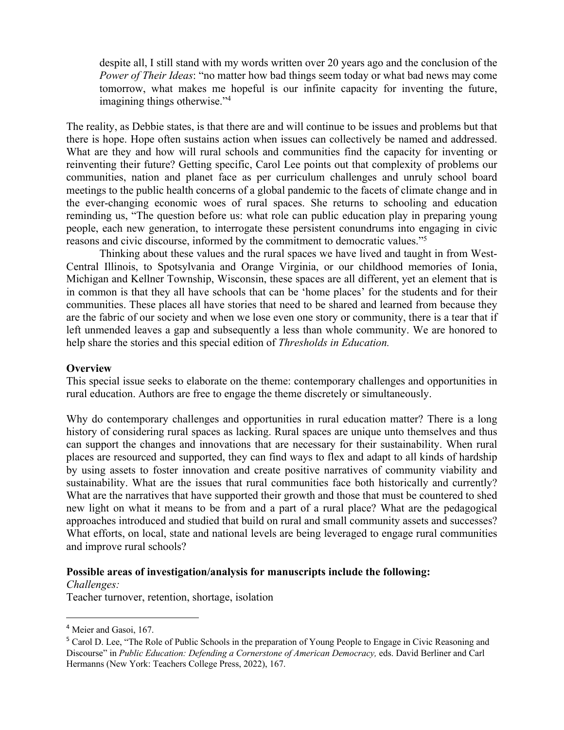> despite all, I still stand with my words written over 20 years ago and the conclusion of the *Power of Their Ideas*: "no matter how bad things seem today or what bad news may come tomorrow, what makes me hopeful is our infinite capacity for inventing the future, imagining things otherwise."[4]

The reality, as Debbie states, is that there are and will continue to be issues and problems but that there is hope. Hope often sustains action when issues can collectively be named and addressed. What are they and how will rural schools and communities find the capacity for inventing or reinventing their future? Getting specific, Carol Lee points out that complexity of problems our communities, nation and planet face as per curriculum challenges and unruly school board meetings to the public health concerns of a global pandemic to the facets of climate change and in the ever-changing economic woes of rural spaces. She returns to schooling and education reminding us, "The question before us: what role can public education play in preparing young people, each new generation, to interrogate these persistent conundrums into engaging in civic reasons and civic discourse, informed by the commitment to democratic values."[5]

Thinking about these values and the rural spaces we have lived and taught in from West-Central Illinois, to Spotsylvania and Orange Virginia, or our childhood memories of Ionia, Michigan and Kellner Township, Wisconsin, these spaces are all different, yet an element that is in common is that they all have schools that can be 'home places' for the students and for their communities. These places all have stories that need to be shared and learned from because they are the fabric of our society and when we lose even one story or community, there is a tear that if left unmended leaves a gap and subsequently a less than whole community. We are honored to help share the stories and this special edition of *Thresholds in Education.*

**Overview**

This special issue seeks to elaborate on the theme: contemporary challenges and opportunities in rural education. Authors are free to engage the theme discretely or simultaneously.

Why do contemporary challenges and opportunities in rural education matter? There is a long history of considering rural spaces as lacking. Rural spaces are unique unto themselves and thus can support the changes and innovations that are necessary for their sustainability. When rural places are resourced and supported, they can find ways to flex and adapt to all kinds of hardship by using assets to foster innovation and create positive narratives of community viability and sustainability. What are the issues that rural communities face both historically and currently? What are the narratives that have supported their growth and those that must be countered to shed new light on what it means to be from and a part of a rural place? What are the pedagogical approaches introduced and studied that build on rural and small community assets and successes? What efforts, on local, state and national levels are being leveraged to engage rural communities and improve rural schools?

**Possible areas of investigation/analysis for manuscripts include the following:**

*Challenges:*

Teacher turnover, retention, shortage, isolation

---

[4] Meier and Gasoi, 167.

[5] Carol D. Lee, "The Role of Public Schools in the preparation of Young People to Engage in Civic Reasoning and Discourse" in *Public Education: Defending a Cornerstone of American Democracy,* eds. David Berliner and Carl Hermanns (New York: Teachers College Press, 2022), 167.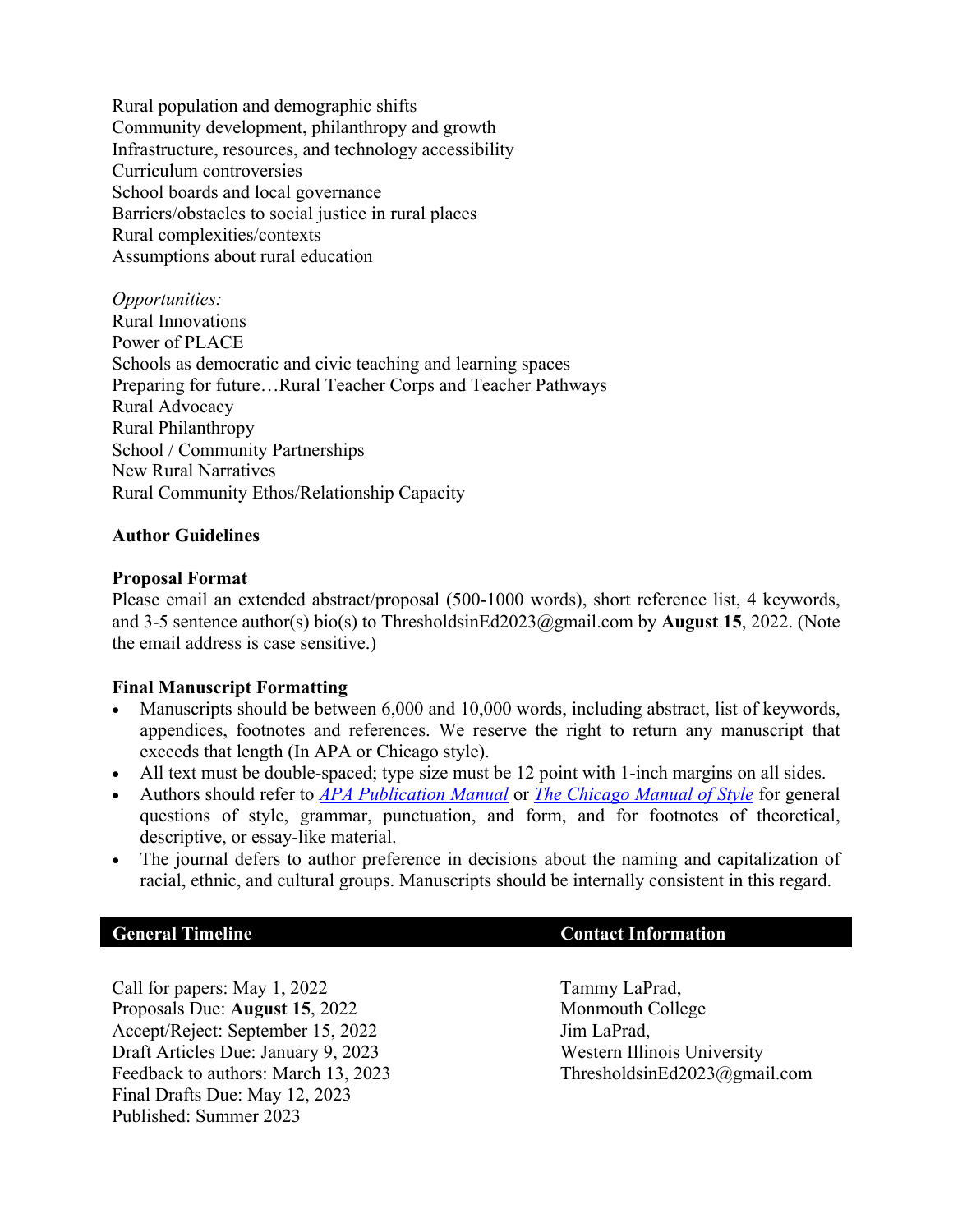Rural population and demographic shifts
Community development, philanthropy and growth
Infrastructure, resources, and technology accessibility
Curriculum controversies
School boards and local governance
Barriers/obstacles to social justice in rural places
Rural complexities/contexts
Assumptions about rural education

*Opportunities:*
Rural Innovations
Power of PLACE
Schools as democratic and civic teaching and learning spaces
Preparing for future…Rural Teacher Corps and Teacher Pathways
Rural Advocacy
Rural Philanthropy
School / Community Partnerships
New Rural Narratives
Rural Community Ethos/Relationship Capacity

**Author Guidelines**

**Proposal Format**

Please email an extended abstract/proposal (500-1000 words), short reference list, 4 keywords, and 3-5 sentence author(s) bio(s) to ThresholdsinEd2023@gmail.com by **August 15**, 2022. (Note the email address is case sensitive.)

**Final Manuscript Formatting**

- Manuscripts should be between 6,000 and 10,000 words, including abstract, list of keywords, appendices, footnotes and references. We reserve the right to return any manuscript that exceeds that length (In APA or Chicago style).
- All text must be double-spaced; type size must be 12 point with 1-inch margins on all sides.
- Authors should refer to *APA Publication Manual* or *The Chicago Manual of Style* for general questions of style, grammar, punctuation, and form, and for footnotes of theoretical, descriptive, or essay-like material.
- The journal defers to author preference in decisions about the naming and capitalization of racial, ethnic, and cultural groups. Manuscripts should be internally consistent in this regard.

**General Timeline**

Call for papers: May 1, 2022
Proposals Due: **August 15**, 2022
Accept/Reject: September 15, 2022
Draft Articles Due: January 9, 2023
Feedback to authors: March 13, 2023
Final Drafts Due: May 12, 2023
Published: Summer 2023

**Contact Information**

Tammy LaPrad,
Monmouth College
Jim LaPrad,
Western Illinois University
ThresholdsinEd2023@gmail.com